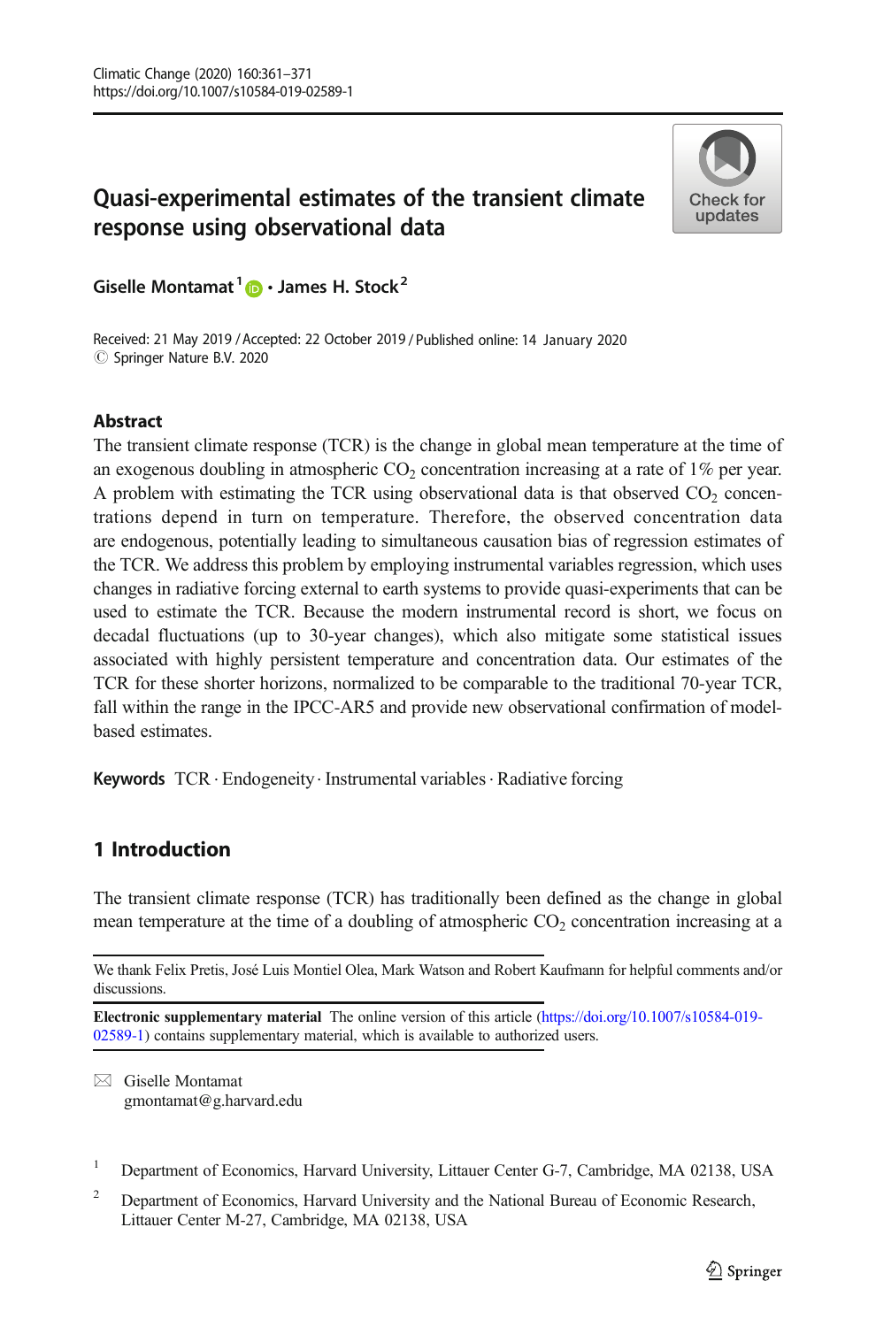# Quasi-experimental estimates of the transient climate response using observational data

**Giselle Montamat[1] · James H. Stock[2]**

Received: 21 May 2019 / Accepted: 22 October 2019 / Published online: 14 January 2020
© Springer Nature B.V. 2020

## Abstract

The transient climate response (TCR) is the change in global mean temperature at the time of an exogenous doubling in atmospheric $CO_2$ concentration increasing at a rate of 1% per year. A problem with estimating the TCR using observational data is that observed $CO_2$ concentrations depend in turn on temperature. Therefore, the observed concentration data are endogenous, potentially leading to simultaneous causation bias of regression estimates of the TCR. We address this problem by employing instrumental variables regression, which uses changes in radiative forcing external to earth systems to provide quasi-experiments that can be used to estimate the TCR. Because the modern instrumental record is short, we focus on decadal fluctuations (up to 30-year changes), which also mitigate some statistical issues associated with highly persistent temperature and concentration data. Our estimates of the TCR for these shorter horizons, normalized to be comparable to the traditional 70-year TCR, fall within the range in the IPCC-AR5 and provide new observational confirmation of model-based estimates.

**Keywords** TCR · Endogeneity · Instrumental variables · Radiative forcing

## 1 Introduction

The transient climate response (TCR) has traditionally been defined as the change in global mean temperature at the time of a doubling of atmospheric $CO_2$ concentration increasing at a

---

We thank Felix Pretis, José Luis Montiel Olea, Mark Watson and Robert Kaufmann for helpful comments and/or discussions.

**Electronic supplementary material** The online version of this article (https://doi.org/10.1007/s10584-019-02589-1) contains supplementary material, which is available to authorized users.

✉ Giselle Montamat
gmontamat@g.harvard.edu

[1] Department of Economics, Harvard University, Littauer Center G-7, Cambridge, MA 02138, USA

[2] Department of Economics, Harvard University and the National Bureau of Economic Research, Littauer Center M-27, Cambridge, MA 02138, USA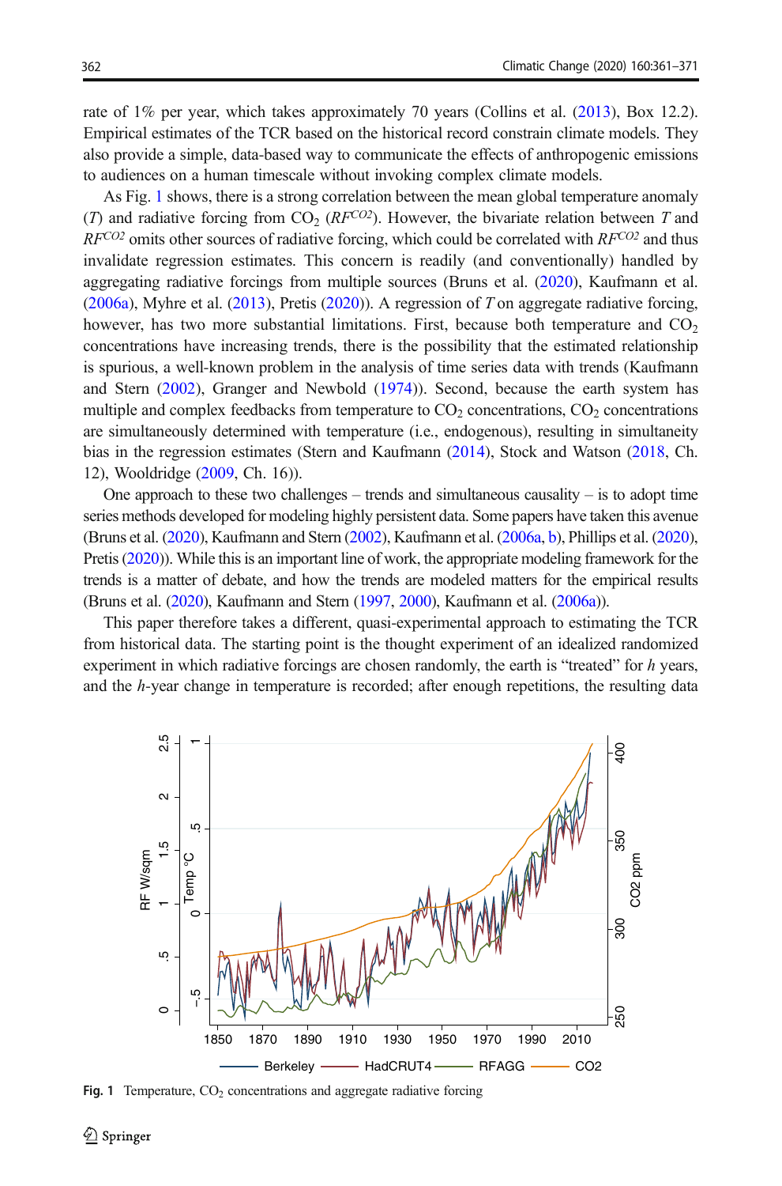rate of 1% per year, which takes approximately 70 years (Collins et al. (2013), Box 12.2). Empirical estimates of the TCR based on the historical record constrain climate models. They also provide a simple, data-based way to communicate the effects of anthropogenic emissions to audiences on a human timescale without invoking complex climate models.

As Fig. 1 shows, there is a strong correlation between the mean global temperature anomaly ($T$) and radiative forcing from $CO_2$ ($RF^{CO2}$). However, the bivariate relation between $T$ and $RF^{CO2}$ omits other sources of radiative forcing, which could be correlated with $RF^{CO2}$ and thus invalidate regression estimates. This concern is readily (and conventionally) handled by aggregating radiative forcings from multiple sources (Bruns et al. (2020), Kaufmann et al. (2006a), Myhre et al. (2013), Pretis (2020)). A regression of $T$ on aggregate radiative forcing, however, has two more substantial limitations. First, because both temperature and $CO_2$ concentrations have increasing trends, there is the possibility that the estimated relationship is spurious, a well-known problem in the analysis of time series data with trends (Kaufmann and Stern (2002), Granger and Newbold (1974)). Second, because the earth system has multiple and complex feedbacks from temperature to $CO_2$ concentrations, $CO_2$ concentrations are simultaneously determined with temperature (i.e., endogenous), resulting in simultaneity bias in the regression estimates (Stern and Kaufmann (2014), Stock and Watson (2018, Ch. 12), Wooldridge (2009, Ch. 16)).

One approach to these two challenges – trends and simultaneous causality – is to adopt time series methods developed for modeling highly persistent data. Some papers have taken this avenue (Bruns et al. (2020), Kaufmann and Stern (2002), Kaufmann et al. (2006a, b), Phillips et al. (2020), Pretis (2020)). While this is an important line of work, the appropriate modeling framework for the trends is a matter of debate, and how the trends are modeled matters for the empirical results (Bruns et al. (2020), Kaufmann and Stern (1997, 2000), Kaufmann et al. (2006a)).

This paper therefore takes a different, quasi-experimental approach to estimating the TCR from historical data. The starting point is the thought experiment of an idealized randomized experiment in which radiative forcings are chosen randomly, the earth is "treated" for $h$ years, and the $h$-year change in temperature is recorded; after enough repetitions, the resulting data

**Fig. 1** Temperature, $CO_2$ concentrations and aggregate radiative forcing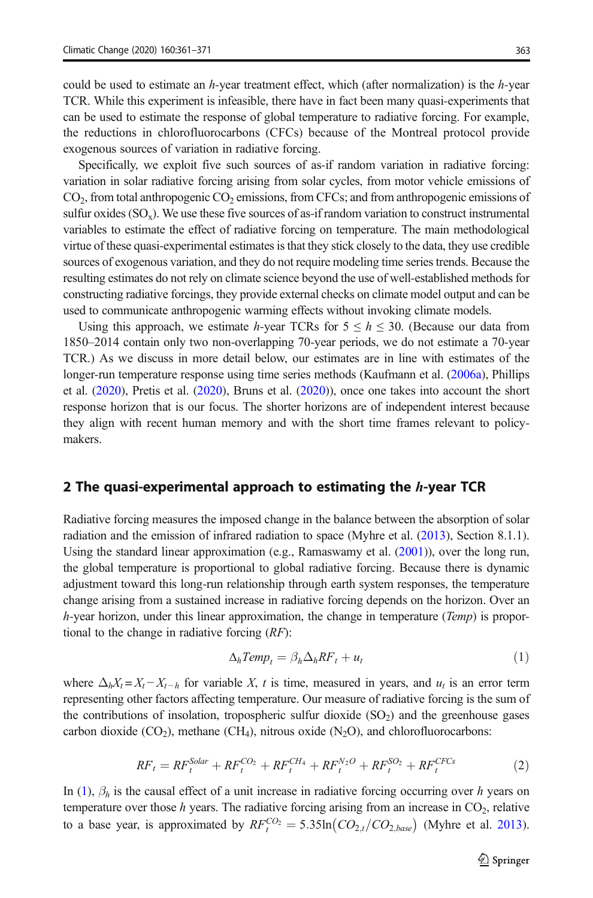could be used to estimate an *h*-year treatment effect, which (after normalization) is the *h*-year TCR. While this experiment is infeasible, there have in fact been many quasi-experiments that can be used to estimate the response of global temperature to radiative forcing. For example, the reductions in chlorofluorocarbons (CFCs) because of the Montreal protocol provide exogenous sources of variation in radiative forcing.

Specifically, we exploit five such sources of as-if random variation in radiative forcing: variation in solar radiative forcing arising from solar cycles, from motor vehicle emissions of $CO_2$, from total anthropogenic $CO_2$ emissions, from CFCs; and from anthropogenic emissions of sulfur oxides ($SO_x$). We use these five sources of as-if random variation to construct instrumental variables to estimate the effect of radiative forcing on temperature. The main methodological virtue of these quasi-experimental estimates is that they stick closely to the data, they use credible sources of exogenous variation, and they do not require modeling time series trends. Because the resulting estimates do not rely on climate science beyond the use of well-established methods for constructing radiative forcings, they provide external checks on climate model output and can be used to communicate anthropogenic warming effects without invoking climate models.

Using this approach, we estimate *h*-year TCRs for $5 \leq h \leq 30$. (Because our data from 1850–2014 contain only two non-overlapping 70-year periods, we do not estimate a 70-year TCR.) As we discuss in more detail below, our estimates are in line with estimates of the longer-run temperature response using time series methods (Kaufmann et al. (2006a), Phillips et al. (2020), Pretis et al. (2020), Bruns et al. (2020)), once one takes into account the short response horizon that is our focus. The shorter horizons are of independent interest because they align with recent human memory and with the short time frames relevant to policy-makers.

## 2 The quasi-experimental approach to estimating the *h*-year TCR

Radiative forcing measures the imposed change in the balance between the absorption of solar radiation and the emission of infrared radiation to space (Myhre et al. (2013), Section 8.1.1). Using the standard linear approximation (e.g., Ramaswamy et al. (2001)), over the long run, the global temperature is proportional to global radiative forcing. Because there is dynamic adjustment toward this long-run relationship through earth system responses, the temperature change arising from a sustained increase in radiative forcing depends on the horizon. Over an *h*-year horizon, under this linear approximation, the change in temperature (*Temp*) is proportional to the change in radiative forcing (*RF*):

$$\Delta_h Temp_t = \beta_h \Delta_h RF_t + u_t \tag{1}$$

where $\Delta_h X_t = X_t - X_{t-h}$ for variable $X$, $t$ is time, measured in years, and $u_t$ is an error term representing other factors affecting temperature. Our measure of radiative forcing is the sum of the contributions of insolation, tropospheric sulfur dioxide ($SO_2$) and the greenhouse gases carbon dioxide ($CO_2$), methane ($CH_4$), nitrous oxide ($N_2O$), and chlorofluorocarbons:

$$RF_t = RF_t^{Solar} + RF_t^{CO_2} + RF_t^{CH_4} + RF_t^{N_2O} + RF_t^{SO_2} + RF_t^{CFCs} \tag{2}$$

In (1), $\beta_h$ is the causal effect of a unit increase in radiative forcing occurring over $h$ years on temperature over those $h$ years. The radiative forcing arising from an increase in $CO_2$, relative to a base year, is approximated by $RF_t^{CO_2} = 5.35\ln\left(CO_{2,t}/CO_{2,base}\right)$ (Myhre et al. 2013).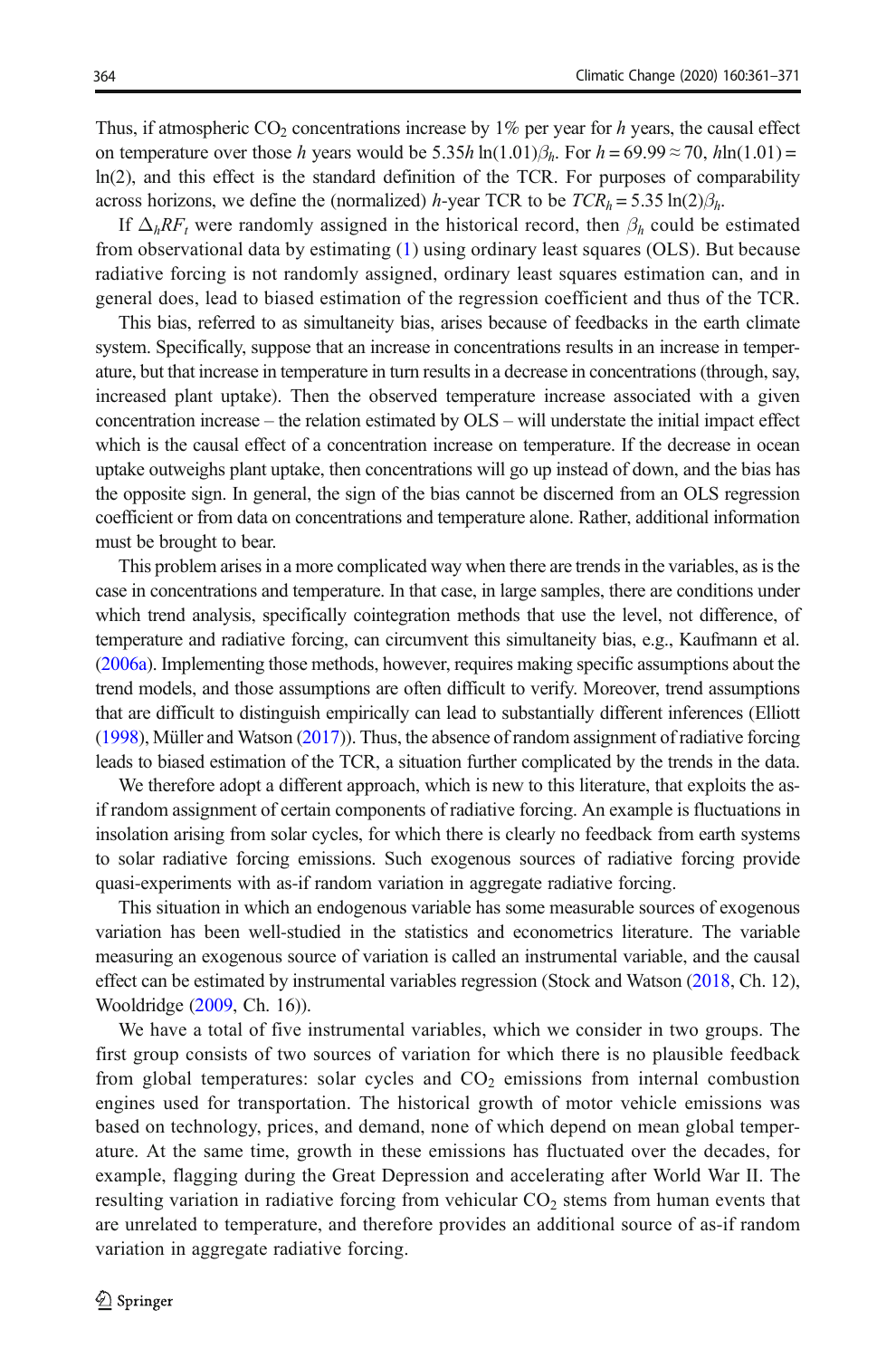Thus, if atmospheric $CO_2$ concentrations increase by 1% per year for $h$ years, the causal effect on temperature over those $h$ years would be $5.35h\ \ln(1.01)\beta_h$. For $h = 69.99 \approx 70$, $h\ln(1.01) = \ln(2)$, and this effect is the standard definition of the TCR. For purposes of comparability across horizons, we define the (normalized) $h$-year TCR to be $TCR_h = 5.35\ \ln(2)\beta_h$.

If $\Delta_h RF_t$ were randomly assigned in the historical record, then $\beta_h$ could be estimated from observational data by estimating (1) using ordinary least squares (OLS). But because radiative forcing is not randomly assigned, ordinary least squares estimation can, and in general does, lead to biased estimation of the regression coefficient and thus of the TCR.

This bias, referred to as simultaneity bias, arises because of feedbacks in the earth climate system. Specifically, suppose that an increase in concentrations results in an increase in temperature, but that increase in temperature in turn results in a decrease in concentrations (through, say, increased plant uptake). Then the observed temperature increase associated with a given concentration increase – the relation estimated by OLS – will understate the initial impact effect which is the causal effect of a concentration increase on temperature. If the decrease in ocean uptake outweighs plant uptake, then concentrations will go up instead of down, and the bias has the opposite sign. In general, the sign of the bias cannot be discerned from an OLS regression coefficient or from data on concentrations and temperature alone. Rather, additional information must be brought to bear.

This problem arises in a more complicated way when there are trends in the variables, as is the case in concentrations and temperature. In that case, in large samples, there are conditions under which trend analysis, specifically cointegration methods that use the level, not difference, of temperature and radiative forcing, can circumvent this simultaneity bias, e.g., Kaufmann et al. (2006a). Implementing those methods, however, requires making specific assumptions about the trend models, and those assumptions are often difficult to verify. Moreover, trend assumptions that are difficult to distinguish empirically can lead to substantially different inferences (Elliott (1998), Müller and Watson (2017)). Thus, the absence of random assignment of radiative forcing leads to biased estimation of the TCR, a situation further complicated by the trends in the data.

We therefore adopt a different approach, which is new to this literature, that exploits the as-if random assignment of certain components of radiative forcing. An example is fluctuations in insolation arising from solar cycles, for which there is clearly no feedback from earth systems to solar radiative forcing emissions. Such exogenous sources of radiative forcing provide quasi-experiments with as-if random variation in aggregate radiative forcing.

This situation in which an endogenous variable has some measurable sources of exogenous variation has been well-studied in the statistics and econometrics literature. The variable measuring an exogenous source of variation is called an instrumental variable, and the causal effect can be estimated by instrumental variables regression (Stock and Watson (2018, Ch. 12), Wooldridge (2009, Ch. 16)).

We have a total of five instrumental variables, which we consider in two groups. The first group consists of two sources of variation for which there is no plausible feedback from global temperatures: solar cycles and $CO_2$ emissions from internal combustion engines used for transportation. The historical growth of motor vehicle emissions was based on technology, prices, and demand, none of which depend on mean global temperature. At the same time, growth in these emissions has fluctuated over the decades, for example, flagging during the Great Depression and accelerating after World War II. The resulting variation in radiative forcing from vehicular $CO_2$ stems from human events that are unrelated to temperature, and therefore provides an additional source of as-if random variation in aggregate radiative forcing.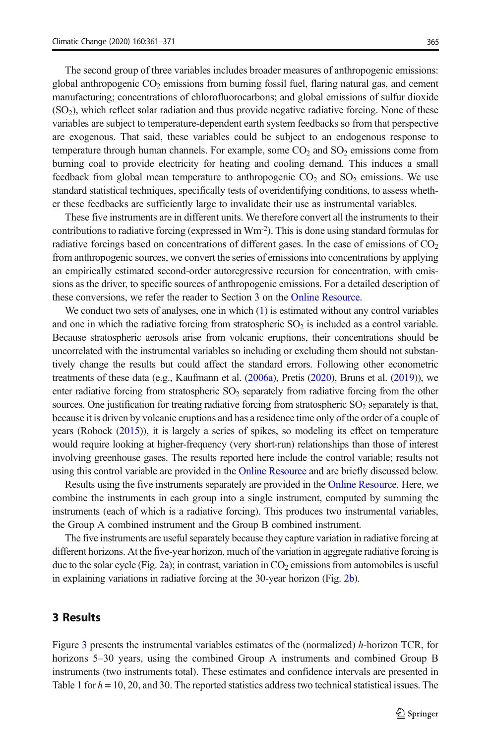The second group of three variables includes broader measures of anthropogenic emissions: global anthropogenic $CO_2$ emissions from burning fossil fuel, flaring natural gas, and cement manufacturing; concentrations of chlorofluorocarbons; and global emissions of sulfur dioxide ($SO_2$), which reflect solar radiation and thus provide negative radiative forcing. None of these variables are subject to temperature-dependent earth system feedbacks so from that perspective are exogenous. That said, these variables could be subject to an endogenous response to temperature through human channels. For example, some $CO_2$ and $SO_2$ emissions come from burning coal to provide electricity for heating and cooling demand. This induces a small feedback from global mean temperature to anthropogenic $CO_2$ and $SO_2$ emissions. We use standard statistical techniques, specifically tests of overidentifying conditions, to assess whether these feedbacks are sufficiently large to invalidate their use as instrumental variables.

These five instruments are in different units. We therefore convert all the instruments to their contributions to radiative forcing (expressed in $Wm^{-2}$). This is done using standard formulas for radiative forcings based on concentrations of different gases. In the case of emissions of $CO_2$ from anthropogenic sources, we convert the series of emissions into concentrations by applying an empirically estimated second-order autoregressive recursion for concentration, with emissions as the driver, to specific sources of anthropogenic emissions. For a detailed description of these conversions, we refer the reader to Section 3 on the Online Resource.

We conduct two sets of analyses, one in which (1) is estimated without any control variables and one in which the radiative forcing from stratospheric $SO_2$ is included as a control variable. Because stratospheric aerosols arise from volcanic eruptions, their concentrations should be uncorrelated with the instrumental variables so including or excluding them should not substantively change the results but could affect the standard errors. Following other econometric treatments of these data (e.g., Kaufmann et al. (2006a), Pretis (2020), Bruns et al. (2019)), we enter radiative forcing from stratospheric $SO_2$ separately from radiative forcing from the other sources. One justification for treating radiative forcing from stratospheric $SO_2$ separately is that, because it is driven by volcanic eruptions and has a residence time only of the order of a couple of years (Robock (2015)), it is largely a series of spikes, so modeling its effect on temperature would require looking at higher-frequency (very short-run) relationships than those of interest involving greenhouse gases. The results reported here include the control variable; results not using this control variable are provided in the Online Resource and are briefly discussed below.

Results using the five instruments separately are provided in the Online Resource. Here, we combine the instruments in each group into a single instrument, computed by summing the instruments (each of which is a radiative forcing). This produces two instrumental variables, the Group A combined instrument and the Group B combined instrument.

The five instruments are useful separately because they capture variation in radiative forcing at different horizons. At the five-year horizon, much of the variation in aggregate radiative forcing is due to the solar cycle (Fig. 2a); in contrast, variation in $CO_2$ emissions from automobiles is useful in explaining variations in radiative forcing at the 30-year horizon (Fig. 2b).

## 3 Results

Figure 3 presents the instrumental variables estimates of the (normalized) $h$-horizon TCR, for horizons 5–30 years, using the combined Group A instruments and combined Group B instruments (two instruments total). These estimates and confidence intervals are presented in Table 1 for $h = 10$, 20, and 30. The reported statistics address two technical statistical issues. The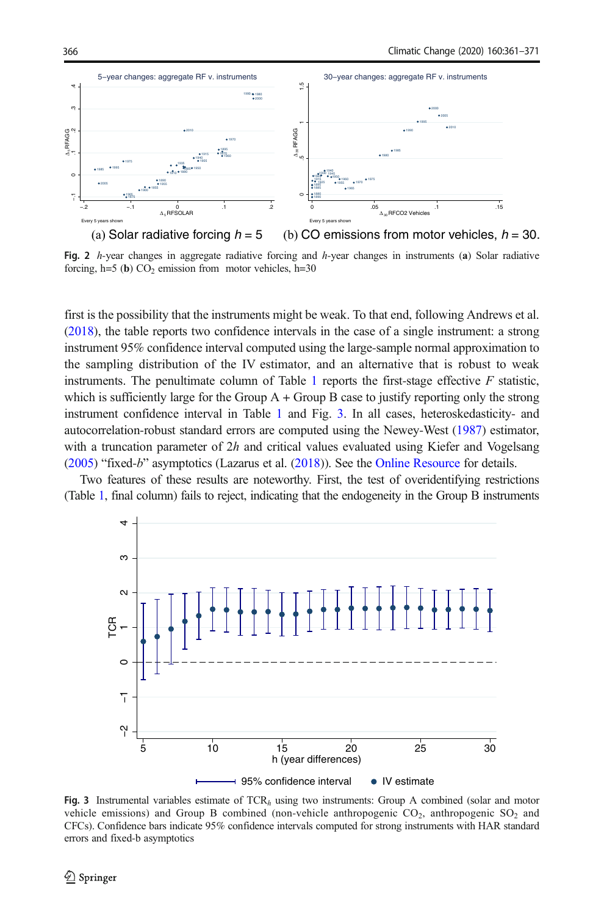(a) Solar radiative forcing $h = 5$ (b) CO emissions from motor vehicles, $h = 30$.

**Fig. 2** $h$-year changes in aggregate radiative forcing and $h$-year changes in instruments (**a**) Solar radiative forcing, h=5 (**b**) $CO_2$ emission from motor vehicles, h=30

first is the possibility that the instruments might be weak. To that end, following Andrews et al. (2018), the table reports two confidence intervals in the case of a single instrument: a strong instrument 95% confidence interval computed using the large-sample normal approximation to the sampling distribution of the IV estimator, and an alternative that is robust to weak instruments. The penultimate column of Table 1 reports the first-stage effective $F$ statistic, which is sufficiently large for the Group A + Group B case to justify reporting only the strong instrument confidence interval in Table 1 and Fig. 3. In all cases, heteroskedasticity- and autocorrelation-robust standard errors are computed using the Newey-West (1987) estimator, with a truncation parameter of $2h$ and critical values evaluated using Kiefer and Vogelsang (2005) "fixed-$b$" asymptotics (Lazarus et al. (2018)). See the Online Resource for details.

Two features of these results are noteworthy. First, the test of overidentifying restrictions (Table 1, final column) fails to reject, indicating that the endogeneity in the Group B instruments

**Fig. 3** Instrumental variables estimate of $TCR_h$ using two instruments: Group A combined (solar and motor vehicle emissions) and Group B combined (non-vehicle anthropogenic $CO_2$, anthropogenic $SO_2$ and CFCs). Confidence bars indicate 95% confidence intervals computed for strong instruments with HAR standard errors and fixed-b asymptotics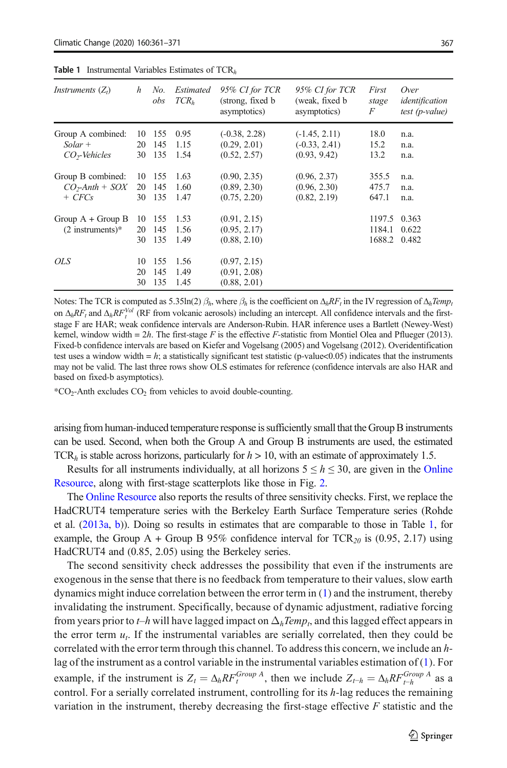**Table 1** Instrumental Variables Estimates of $TCR_h$

| *Instruments* ($Z_t$) | *h* | *No. obs* | *Estimated* $TCR_h$ | *95% CI for TCR* (strong, fixed b asymptotics) | *95% CI for TCR* (weak, fixed b asymptotics) | *First stage F* | *Over identification test (p-value)* |
|---|---|---|---|---|---|---|---|
| Group A combined: | 10 | 155 | 0.95 | (-0.38, 2.28) | (-1.45, 2.11) | 18.0 | n.a. |
| *Solar +* | 20 | 145 | 1.15 | (0.29, 2.01) | (-0.33, 2.41) | 15.2 | n.a. |
| *$CO_2$-Vehicles* | 30 | 135 | 1.54 | (0.52, 2.57) | (0.93, 9.42) | 13.2 | n.a. |
| Group B combined: | 10 | 155 | 1.63 | (0.90, 2.35) | (0.96, 2.37) | 355.5 | n.a. |
| *$CO_2$-Anth + SOX* | 20 | 145 | 1.60 | (0.89, 2.30) | (0.96, 2.30) | 475.7 | n.a. |
| *+ CFCs* | 30 | 135 | 1.47 | (0.75, 2.20) | (0.82, 2.19) | 647.1 | n.a. |
| Group A + Group B | 10 | 155 | 1.53 | (0.91, 2.15) | | 1197.5 | 0.363 |
| (2 instruments)* | 20 | 145 | 1.56 | (0.95, 2.17) | | 1184.1 | 0.622 |
| | 30 | 135 | 1.49 | (0.88, 2.10) | | 1688.2 | 0.482 |
| *OLS* | 10 | 155 | 1.56 | (0.97, 2.15) | | | |
| | 20 | 145 | 1.49 | (0.91, 2.08) | | | |
| | 30 | 135 | 1.45 | (0.88, 2.01) | | | |

Notes: The TCR is computed as 5.35ln(2) $\beta_h$, where $\beta_h$ is the coefficient on $\Delta_h RF_t$ in the IV regression of $\Delta_h Temp_t$ on $\Delta_h RF_t$ and $\Delta_h RF_t^{Vol}$ (RF from volcanic aerosols) including an intercept. All confidence intervals and the first-stage F are HAR; weak confidence intervals are Anderson-Rubin. HAR inference uses a Bartlett (Newey-West) kernel, window width = $2h$. The first-stage $F$ is the effective $F$-statistic from Montiel Olea and Pflueger (2013). Fixed-b confidence intervals are based on Kiefer and Vogelsang (2005) and Vogelsang (2012). Overidentification test uses a window width = $h$; a statistically significant test statistic (p-value<0.05) indicates that the instruments may not be valid. The last three rows show OLS estimates for reference (confidence intervals are also HAR and based on fixed-b asymptotics).

*$CO_2$-Anth excludes $CO_2$ from vehicles to avoid double-counting.

arising from human-induced temperature response is sufficiently small that the Group B instruments can be used. Second, when both the Group A and Group B instruments are used, the estimated $TCR_h$ is stable across horizons, particularly for $h > 10$, with an estimate of approximately 1.5.

Results for all instruments individually, at all horizons $5 \leq h \leq 30$, are given in the Online Resource, along with first-stage scatterplots like those in Fig. 2.

The Online Resource also reports the results of three sensitivity checks. First, we replace the HadCRUT4 temperature series with the Berkeley Earth Surface Temperature series (Rohde et al. (2013a, b)). Doing so results in estimates that are comparable to those in Table 1, for example, the Group A + Group B 95% confidence interval for $TCR_{20}$ is (0.95, 2.17) using HadCRUT4 and (0.85, 2.05) using the Berkeley series.

The second sensitivity check addresses the possibility that even if the instruments are exogenous in the sense that there is no feedback from temperature to their values, slow earth dynamics might induce correlation between the error term in (1) and the instrument, thereby invalidating the instrument. Specifically, because of dynamic adjustment, radiative forcing from years prior to $t–h$ will have lagged impact on $\Delta_h Temp_t$, and this lagged effect appears in the error term $u_t$. If the instrumental variables are serially correlated, then they could be correlated with the error term through this channel. To address this concern, we include an $h$-lag of the instrument as a control variable in the instrumental variables estimation of (1). For example, if the instrument is $Z_t = \Delta_h RF_t^{Group\ A}$, then we include $Z_{t-h} = \Delta_h RF_{t-h}^{Group\ A}$ as a control. For a serially correlated instrument, controlling for its $h$-lag reduces the remaining variation in the instrument, thereby decreasing the first-stage effective $F$ statistic and the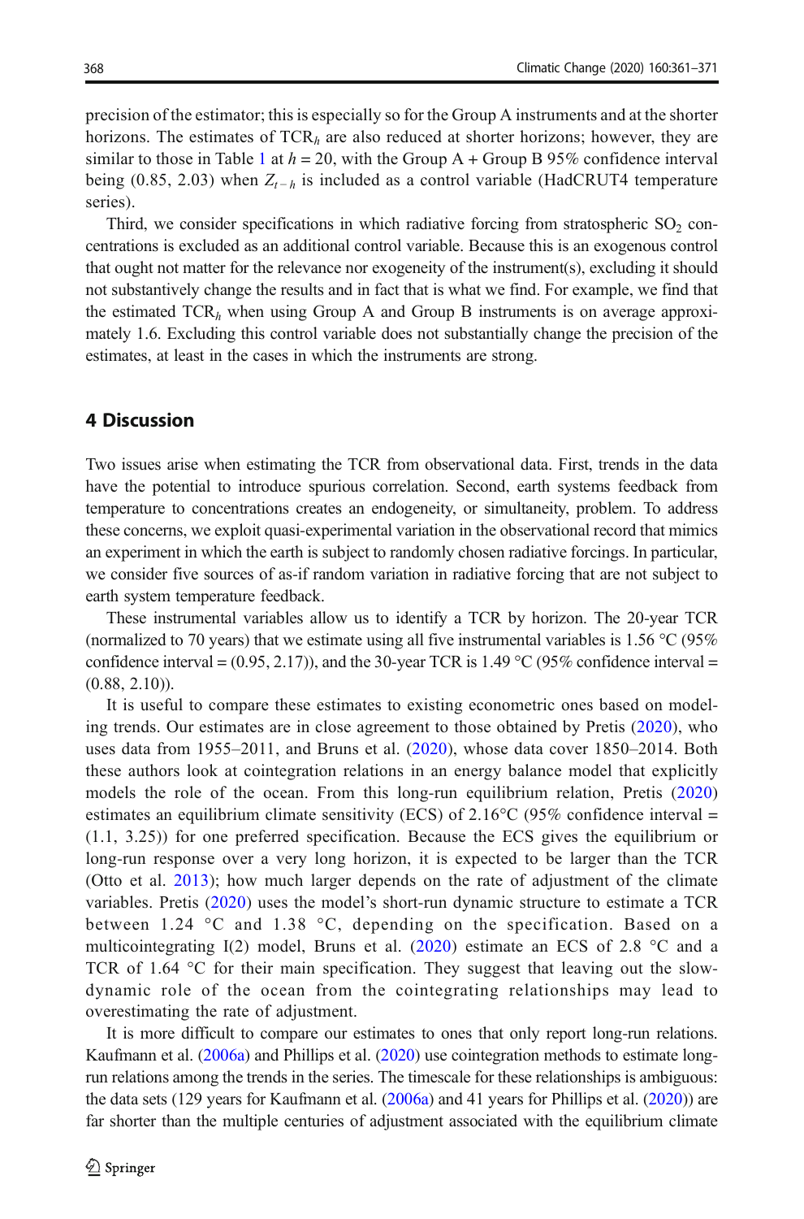precision of the estimator; this is especially so for the Group A instruments and at the shorter horizons. The estimates of $TCR_h$ are also reduced at shorter horizons; however, they are similar to those in Table 1 at $h = 20$, with the Group A + Group B 95% confidence interval being (0.85, 2.03) when $Z_{t-h}$ is included as a control variable (HadCRUT4 temperature series).

Third, we consider specifications in which radiative forcing from stratospheric $SO_2$ concentrations is excluded as an additional control variable. Because this is an exogenous control that ought not matter for the relevance nor exogeneity of the instrument(s), excluding it should not substantively change the results and in fact that is what we find. For example, we find that the estimated $TCR_h$ when using Group A and Group B instruments is on average approximately 1.6. Excluding this control variable does not substantially change the precision of the estimates, at least in the cases in which the instruments are strong.

## 4 Discussion

Two issues arise when estimating the TCR from observational data. First, trends in the data have the potential to introduce spurious correlation. Second, earth systems feedback from temperature to concentrations creates an endogeneity, or simultaneity, problem. To address these concerns, we exploit quasi-experimental variation in the observational record that mimics an experiment in which the earth is subject to randomly chosen radiative forcings. In particular, we consider five sources of as-if random variation in radiative forcing that are not subject to earth system temperature feedback.

These instrumental variables allow us to identify a TCR by horizon. The 20-year TCR (normalized to 70 years) that we estimate using all five instrumental variables is 1.56 °C (95% confidence interval = (0.95, 2.17)), and the 30-year TCR is 1.49 °C (95% confidence interval = (0.88, 2.10)).

It is useful to compare these estimates to existing econometric ones based on modeling trends. Our estimates are in close agreement to those obtained by Pretis (2020), who uses data from 1955–2011, and Bruns et al. (2020), whose data cover 1850–2014. Both these authors look at cointegration relations in an energy balance model that explicitly models the role of the ocean. From this long-run equilibrium relation, Pretis (2020) estimates an equilibrium climate sensitivity (ECS) of 2.16°C (95% confidence interval = (1.1, 3.25)) for one preferred specification. Because the ECS gives the equilibrium or long-run response over a very long horizon, it is expected to be larger than the TCR (Otto et al. 2013); how much larger depends on the rate of adjustment of the climate variables. Pretis (2020) uses the model's short-run dynamic structure to estimate a TCR between 1.24 °C and 1.38 °C, depending on the specification. Based on a multicointegrating I(2) model, Bruns et al. (2020) estimate an ECS of 2.8 °C and a TCR of 1.64 °C for their main specification. They suggest that leaving out the slow-dynamic role of the ocean from the cointegrating relationships may lead to overestimating the rate of adjustment.

It is more difficult to compare our estimates to ones that only report long-run relations. Kaufmann et al. (2006a) and Phillips et al. (2020) use cointegration methods to estimate long-run relations among the trends in the series. The timescale for these relationships is ambiguous: the data sets (129 years for Kaufmann et al. (2006a) and 41 years for Phillips et al. (2020)) are far shorter than the multiple centuries of adjustment associated with the equilibrium climate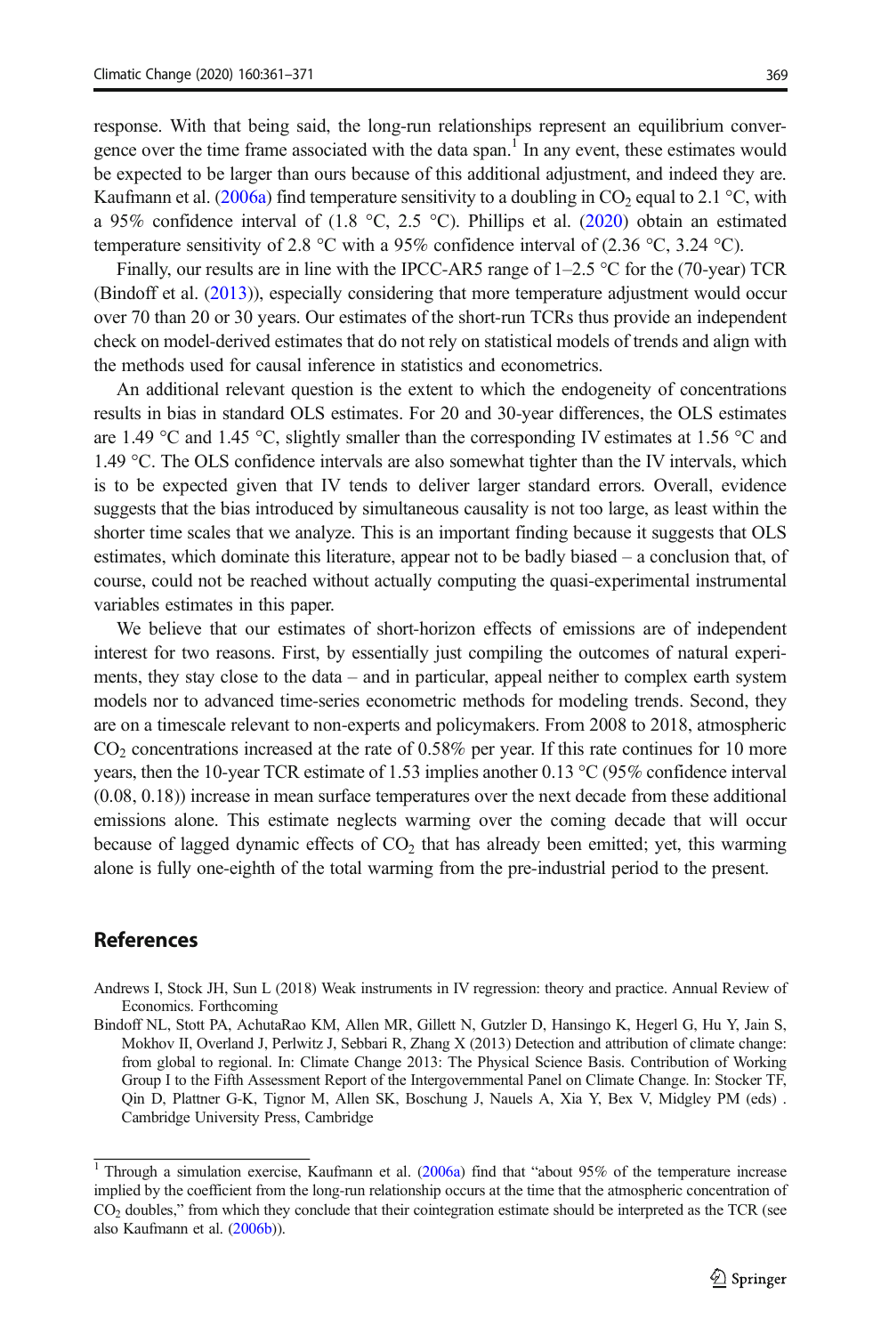response. With that being said, the long-run relationships represent an equilibrium convergence over the time frame associated with the data span.[1] In any event, these estimates would be expected to be larger than ours because of this additional adjustment, and indeed they are. Kaufmann et al. (2006a) find temperature sensitivity to a doubling in $CO_2$ equal to 2.1 °C, with a 95% confidence interval of (1.8 °C, 2.5 °C). Phillips et al. (2020) obtain an estimated temperature sensitivity of 2.8 °C with a 95% confidence interval of (2.36 °C, 3.24 °C).

Finally, our results are in line with the IPCC-AR5 range of 1–2.5 °C for the (70-year) TCR (Bindoff et al. (2013)), especially considering that more temperature adjustment would occur over 70 than 20 or 30 years. Our estimates of the short-run TCRs thus provide an independent check on model-derived estimates that do not rely on statistical models of trends and align with the methods used for causal inference in statistics and econometrics.

An additional relevant question is the extent to which the endogeneity of concentrations results in bias in standard OLS estimates. For 20 and 30-year differences, the OLS estimates are 1.49 °C and 1.45 °C, slightly smaller than the corresponding IV estimates at 1.56 °C and 1.49 °C. The OLS confidence intervals are also somewhat tighter than the IV intervals, which is to be expected given that IV tends to deliver larger standard errors. Overall, evidence suggests that the bias introduced by simultaneous causality is not too large, as least within the shorter time scales that we analyze. This is an important finding because it suggests that OLS estimates, which dominate this literature, appear not to be badly biased – a conclusion that, of course, could not be reached without actually computing the quasi-experimental instrumental variables estimates in this paper.

We believe that our estimates of short-horizon effects of emissions are of independent interest for two reasons. First, by essentially just compiling the outcomes of natural experiments, they stay close to the data – and in particular, appeal neither to complex earth system models nor to advanced time-series econometric methods for modeling trends. Second, they are on a timescale relevant to non-experts and policymakers. From 2008 to 2018, atmospheric $CO_2$ concentrations increased at the rate of 0.58% per year. If this rate continues for 10 more years, then the 10-year TCR estimate of 1.53 implies another 0.13 °C (95% confidence interval (0.08, 0.18)) increase in mean surface temperatures over the next decade from these additional emissions alone. This estimate neglects warming over the coming decade that will occur because of lagged dynamic effects of $CO_2$ that has already been emitted; yet, this warming alone is fully one-eighth of the total warming from the pre-industrial period to the present.

## References

Andrews I, Stock JH, Sun L (2018) Weak instruments in IV regression: theory and practice. Annual Review of Economics. Forthcoming

Bindoff NL, Stott PA, AchutaRao KM, Allen MR, Gillett N, Gutzler D, Hansingo K, Hegerl G, Hu Y, Jain S, Mokhov II, Overland J, Perlwitz J, Sebbari R, Zhang X (2013) Detection and attribution of climate change: from global to regional. In: Climate Change 2013: The Physical Science Basis. Contribution of Working Group I to the Fifth Assessment Report of the Intergovernmental Panel on Climate Change. In: Stocker TF, Qin D, Plattner G-K, Tignor M, Allen SK, Boschung J, Nauels A, Xia Y, Bex V, Midgley PM (eds) . Cambridge University Press, Cambridge

[1] Through a simulation exercise, Kaufmann et al. (2006a) find that "about 95% of the temperature increase implied by the coefficient from the long-run relationship occurs at the time that the atmospheric concentration of $CO_2$ doubles," from which they conclude that their cointegration estimate should be interpreted as the TCR (see also Kaufmann et al. (2006b)).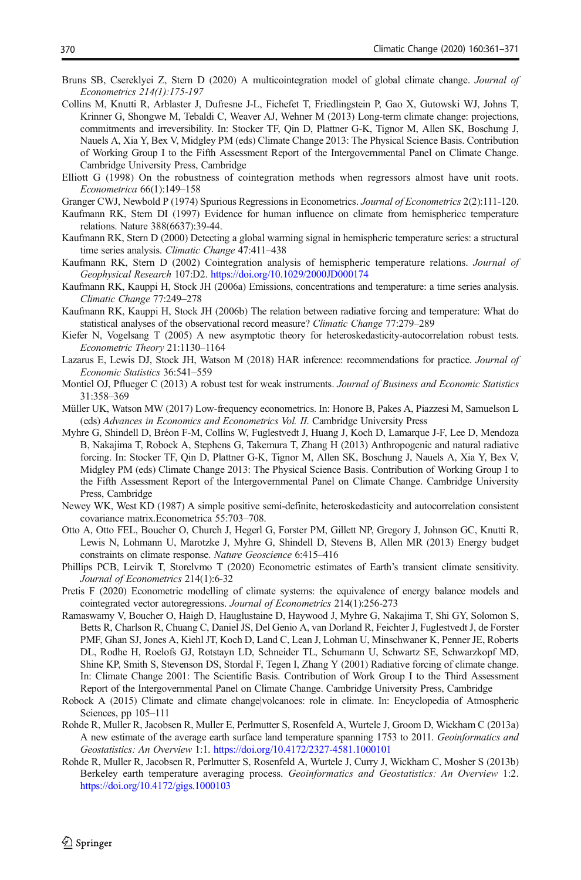Bruns SB, Csereklyei Z, Stern D (2020) A multicointegration model of global climate change. *Journal of Econometrics 214(1):175-197*

Collins M, Knutti R, Arblaster J, Dufresne J-L, Fichefet T, Friedlingstein P, Gao X, Gutowski WJ, Johns T, Krinner G, Shongwe M, Tebaldi C, Weaver AJ, Wehner M (2013) Long-term climate change: projections, commitments and irreversibility. In: Stocker TF, Qin D, Plattner G-K, Tignor M, Allen SK, Boschung J, Nauels A, Xia Y, Bex V, Midgley PM (eds) Climate Change 2013: The Physical Science Basis. Contribution of Working Group I to the Fifth Assessment Report of the Intergovernmental Panel on Climate Change. Cambridge University Press, Cambridge

Elliott G (1998) On the robustness of cointegration methods when regressors almost have unit roots. *Econometrica* 66(1):149–158

Granger CWJ, Newbold P (1974) Spurious Regressions in Econometrics. *Journal of Econometrics* 2(2):111-120.

Kaufmann RK, Stern DI (1997) Evidence for human influence on climate from hemisphericc temperature relations. Nature 388(6637):39-44.

Kaufmann RK, Stern D (2000) Detecting a global warming signal in hemispheric temperature series: a structural time series analysis. *Climatic Change* 47:411–438

Kaufmann RK, Stern D (2002) Cointegration analysis of hemispheric temperature relations. *Journal of Geophysical Research* 107:D2. https://doi.org/10.1029/2000JD000174

Kaufmann RK, Kauppi H, Stock JH (2006a) Emissions, concentrations and temperature: a time series analysis. *Climatic Change* 77:249–278

Kaufmann RK, Kauppi H, Stock JH (2006b) The relation between radiative forcing and temperature: What do statistical analyses of the observational record measure? *Climatic Change* 77:279–289

Kiefer N, Vogelsang T (2005) A new asymptotic theory for heteroskedasticity-autocorrelation robust tests. *Econometric Theory* 21:1130–1164

Lazarus E, Lewis DJ, Stock JH, Watson M (2018) HAR inference: recommendations for practice. *Journal of Economic Statistics* 36:541–559

Montiel OJ, Pflueger C (2013) A robust test for weak instruments. *Journal of Business and Economic Statistics* 31:358–369

Müller UK, Watson MW (2017) Low-frequency econometrics. In: Honore B, Pakes A, Piazzesi M, Samuelson L (eds) *Advances in Economics and Econometrics Vol. II.* Cambridge University Press

Myhre G, Shindell D, Bréon F-M, Collins W, Fuglestvedt J, Huang J, Koch D, Lamarque J-F, Lee D, Mendoza B, Nakajima T, Robock A, Stephens G, Takemura T, Zhang H (2013) Anthropogenic and natural radiative forcing. In: Stocker TF, Qin D, Plattner G-K, Tignor M, Allen SK, Boschung J, Nauels A, Xia Y, Bex V, Midgley PM (eds) Climate Change 2013: The Physical Science Basis. Contribution of Working Group I to the Fifth Assessment Report of the Intergovernmental Panel on Climate Change. Cambridge University Press, Cambridge

Newey WK, West KD (1987) A simple positive semi-definite, heteroskedasticity and autocorrelation consistent covariance matrix.Econometrica 55:703–708.

Otto A, Otto FEL, Boucher O, Church J, Hegerl G, Forster PM, Gillett NP, Gregory J, Johnson GC, Knutti R, Lewis N, Lohmann U, Marotzke J, Myhre G, Shindell D, Stevens B, Allen MR (2013) Energy budget constraints on climate response. *Nature Geoscience* 6:415–416

Phillips PCB, Leirvik T, Storelvmo T (2020) Econometric estimates of Earth's transient climate sensitivity. *Journal of Econometrics* 214(1):6-32

Pretis F (2020) Econometric modelling of climate systems: the equivalence of energy balance models and cointegrated vector autoregressions. *Journal of Econometrics* 214(1):256-273

Ramaswamy V, Boucher O, Haigh D, Hauglustaine D, Haywood J, Myhre G, Nakajima T, Shi GY, Solomon S, Betts R, Charlson R, Chuang C, Daniel JS, Del Genio A, van Dorland R, Feichter J, Fuglestvedt J, de Forster PMF, Ghan SJ, Jones A, Kiehl JT, Koch D, Land C, Lean J, Lohman U, Minschwaner K, Penner JE, Roberts DL, Rodhe H, Roelofs GJ, Rotstayn LD, Schneider TL, Schumann U, Schwartz SE, Schwarzkopf MD, Shine KP, Smith S, Stevenson DS, Stordal F, Tegen I, Zhang Y (2001) Radiative forcing of climate change. In: Climate Change 2001: The Scientific Basis. Contribution of Work Group I to the Third Assessment Report of the Intergovernmental Panel on Climate Change. Cambridge University Press, Cambridge

Robock A (2015) Climate and climate change|volcanoes: role in climate. In: Encyclopedia of Atmospheric Sciences, pp 105–111

Rohde R, Muller R, Jacobsen R, Muller E, Perlmutter S, Rosenfeld A, Wurtele J, Groom D, Wickham C (2013a) A new estimate of the average earth surface land temperature spanning 1753 to 2011. *Geoinformatics and Geostatistics: An Overview* 1:1. https://doi.org/10.4172/2327-4581.1000101

Rohde R, Muller R, Jacobsen R, Perlmutter S, Rosenfeld A, Wurtele J, Curry J, Wickham C, Mosher S (2013b) Berkeley earth temperature averaging process. *Geoinformatics and Geostatistics: An Overview* 1:2. https://doi.org/10.4172/gigs.1000103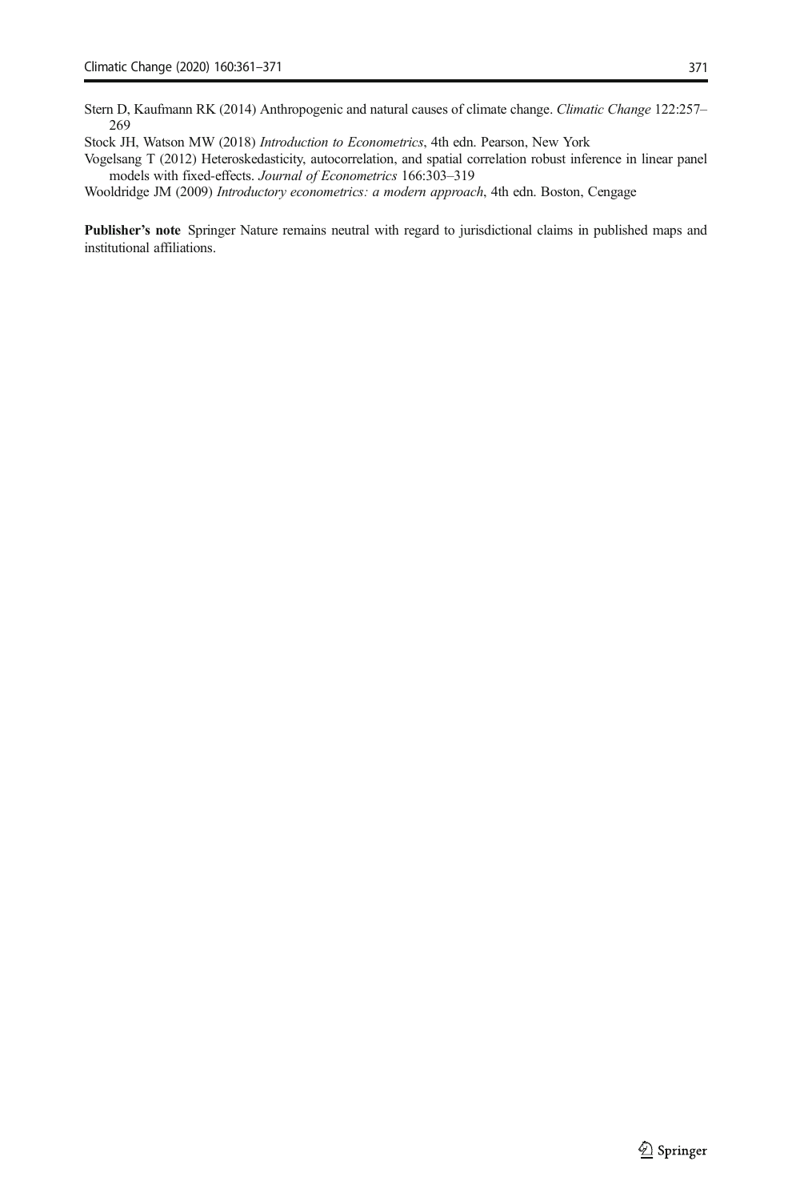Stern D, Kaufmann RK (2014) Anthropogenic and natural causes of climate change. *Climatic Change* 122:257–269

Stock JH, Watson MW (2018) *Introduction to Econometrics*, 4th edn. Pearson, New York

Vogelsang T (2012) Heteroskedasticity, autocorrelation, and spatial correlation robust inference in linear panel models with fixed-effects. *Journal of Econometrics* 166:303–319

Wooldridge JM (2009) *Introductory econometrics: a modern approach*, 4th edn. Boston, Cengage

**Publisher's note** Springer Nature remains neutral with regard to jurisdictional claims in published maps and institutional affiliations.